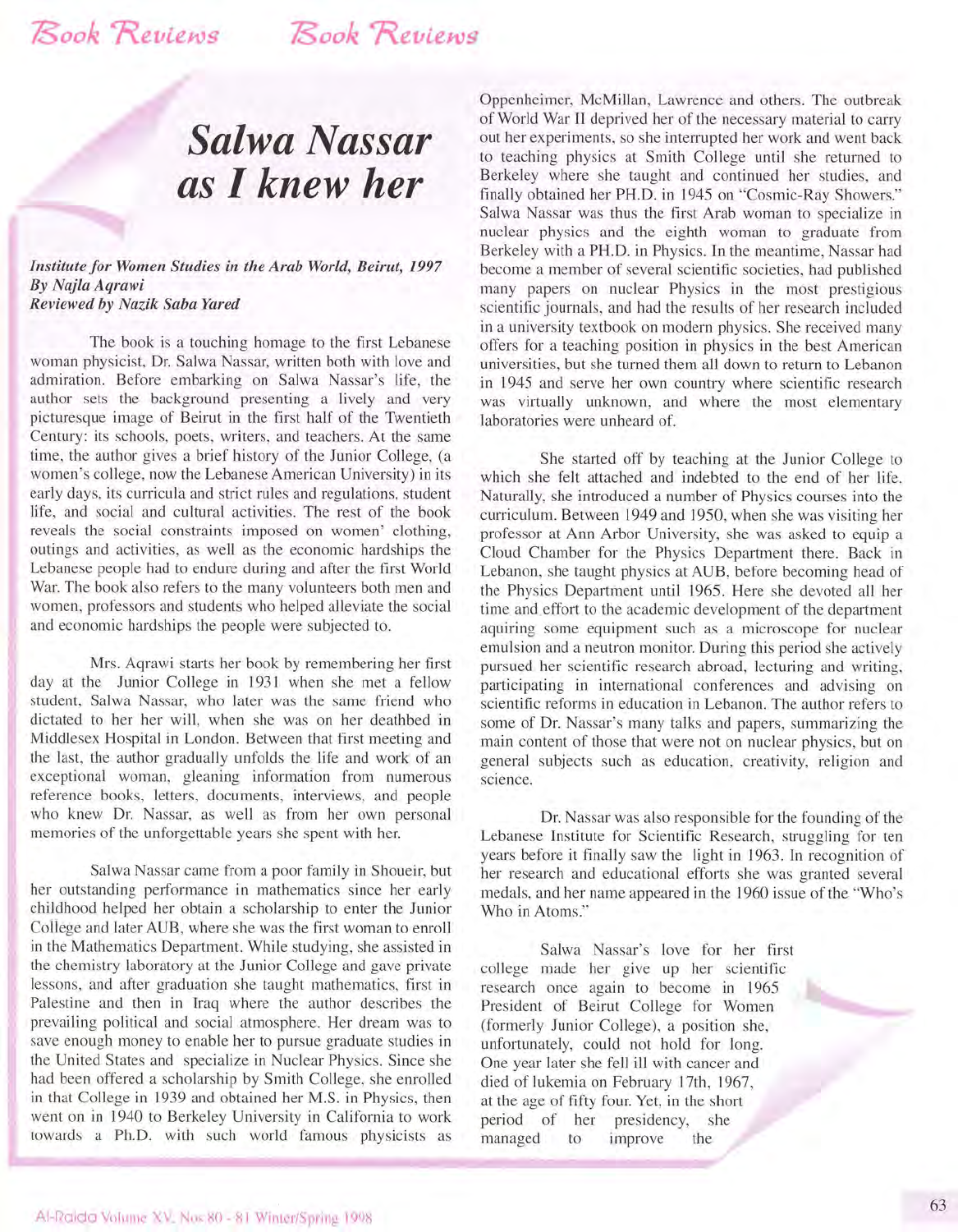# Salwa Nassar as I knew her

***Institute for Women Studies in the Arab World, Beirut, 1997***
***By Najla Aqrawi***
***Reviewed by Nazik Saba Yared***

The book is a touching homage to the first Lebanese woman physicist, Dr. Salwa Nassar, written both with love and admiration. Before embarking on Salwa Nassar's life, the author sets the background presenting a lively and very picturesque image of Beirut in the first half of the Twentieth Century: its schools, poets, writers, and teachers. At the same time, the author gives a brief history of the Junior College, (a women's college, now the Lebanese American University) in its early days, its curricula and strict rules and regulations, student life, and social and cultural activities. The rest of the book reveals the social constraints imposed on women' clothing, outings and activities, as well as the economic hardships the Lebanese people had to endure during and after the first World War. The book also refers to the many volunteers both men and women, professors and students who helped alleviate the social and economic hardships the people were subjected to.

Mrs. Aqrawi starts her book by remembering her first day at the Junior College in 1931 when she met a fellow student, Salwa Nassar, who later was the same friend who dictated to her her will, when she was on her deathbed in Middlesex Hospital in London. Between that first meeting and the last, the author gradually unfolds the life and work of an exceptional woman, gleaning information from numerous reference books, letters, documents, interviews, and people who knew Dr. Nassar, as well as from her own personal memories of the unforgettable years she spent with her.

Salwa Nassar came from a poor family in Shoueir, but her outstanding performance in mathematics since her early childhood helped her obtain a scholarship to enter the Junior College and later AUB, where she was the first woman to enroll in the Mathematics Department. While studying, she assisted in the chemistry laboratory at the Junior College and gave private lessons, and after graduation she taught mathematics, first in Palestine and then in Iraq where the author describes the prevailing political and social atmosphere. Her dream was to save enough money to enable her to pursue graduate studies in the United States and specialize in Nuclear Physics. Since she had been offered a scholarship by Smith College, she enrolled in that College in 1939 and obtained her M.S. in Physics, then went on in 1940 to Berkeley University in California to work towards a Ph.D. with such world famous physicists as Oppenheimer, McMillan, Lawrence and others. The outbreak of World War II deprived her of the necessary material to carry out her experiments, so she interrupted her work and went back to teaching physics at Smith College until she returned to Berkeley where she taught and continued her studies, and finally obtained her PH.D. in 1945 on "Cosmic-Ray Showers." Salwa Nassar was thus the first Arab woman to specialize in nuclear physics and the eighth woman to graduate from Berkeley with a PH.D. in Physics. In the meantime, Nassar had become a member of several scientific societies, had published many papers on nuclear Physics in the most prestigious scientific journals, and had the results of her research included in a university textbook on modern physics. She received many offers for a teaching position in physics in the best American universities, but she turned them all down to return to Lebanon in 1945 and serve her own country where scientific research was virtually unknown, and where the most elementary laboratories were unheard of.

She started off by teaching at the Junior College to which she felt attached and indebted to the end of her life. Naturally, she introduced a number of Physics courses into the curriculum. Between 1949 and 1950, when she was visiting her professor at Ann Arbor University, she was asked to equip a Cloud Chamber for the Physics Department there. Back in Lebanon, she taught physics at AUB, before becoming head of the Physics Department until 1965. Here she devoted all her time and effort to the academic development of the department aquiring some equipment such as a microscope for nuclear emulsion and a neutron monitor. During this period she actively pursued her scientific research abroad, lecturing and writing, participating in international conferences and advising on scientific reforms in education in Lebanon. The author refers to some of Dr. Nassar's many talks and papers, summarizing the main content of those that were not on nuclear physics, but on general subjects such as education, creativity, religion and science.

Dr. Nassar was also responsible for the founding of the Lebanese Institute for Scientific Research, struggling for ten years before it finally saw the light in 1963. In recognition of her research and educational efforts she was granted several medals, and her name appeared in the 1960 issue of the "Who's Who in Atoms."

Salwa Nassar's love for her first college made her give up her scientific research once again to become in 1965 President of Beirut College for Women (formerly Junior College), a position she, unfortunately, could not hold for long. One year later she fell ill with cancer and died of lukemia on February 17th, 1967, at the age of fifty four. Yet, in the short period of her presidency, she managed to improve the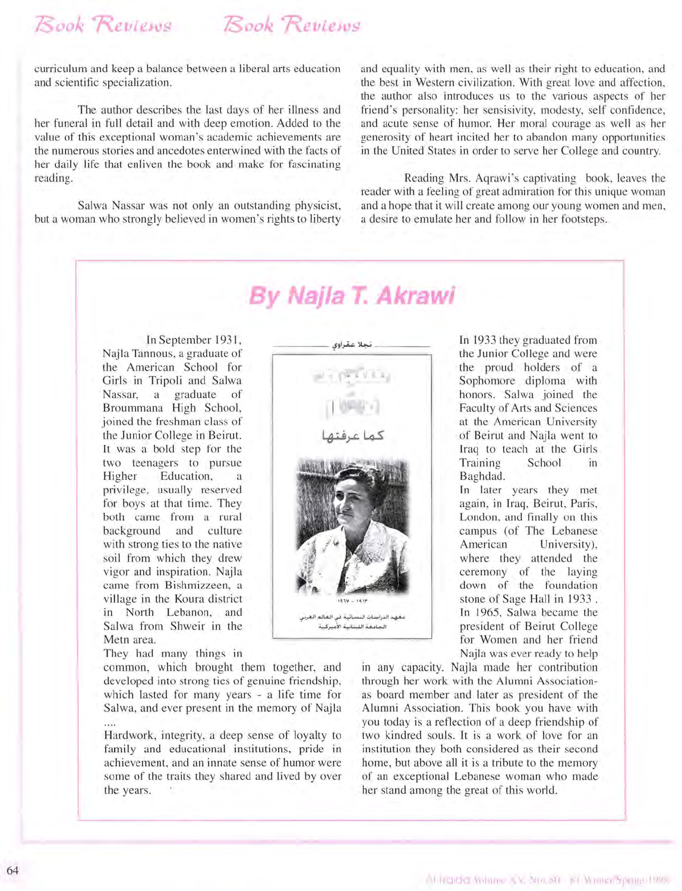curriculum and keep a balance between a liberal arts education and scientific specialization.

The author describes the last days of her illness and her funeral in full detail and with deep emotion. Added to the value of this exceptional woman's academic achievements are the numerous stories and ancedotes enterwined with the facts of her daily life that enliven the book and make for fascinating reading.

Salwa Nassar was not only an outstanding physicist, but a woman who strongly believed in women's rights to liberty and equality with men, as well as their right to education, and the best in Western civilization. With great love and affection, the author also introduces us to the various aspects of her friend's personality: her sensisivity, modesty, self confidence, and acute sense of humor. Her moral courage as well as her generosity of heart incited her to abandon many opportunities in the United States in order to serve her College and country.

Reading Mrs. Aqrawi's captivating book, leaves the reader with a feeling of great admiration for this unique woman and a hope that it will create among our young women and men, a desire to emulate her and follow in her footsteps.

## By Najla T. Akrawi

نجلا عقراوي

كما عرفتها

١٩١٣ - ١٩٦٧

معهد الدراسات النسائية في العالم العربي
الجامعة اللبنانية الأميركية

In September 1931, Najla Tannous, a graduate of the American School for Girls in Tripoli and Salwa Nassar, a graduate of Broummana High School, joined the freshman class of the Junior College in Beirut. It was a bold step for the two teenagers to pursue Higher Education, a privilege, usually reserved for boys at that time. They both came from a rural background and culture with strong ties to the native soil from which they drew vigor and inspiration. Najla came from Bishmizzeen, a village in the Koura district in North Lebanon, and Salwa from Shweir in the Metn area.

They had many things in common, which brought them together, and developed into strong ties of genuine friendship, which lasted for many years - a life time for Salwa, and ever present in the memory of Najla ....

Hardwork, integrity, a deep sense of loyalty to family and educational institutions, pride in achievement, and an innate sense of humor were some of the traits they shared and lived by over the years.

In 1933 they graduated from the Junior College and were the proud holders of a Sophomore diploma with honors. Salwa joined the Faculty of Arts and Sciences at the American University of Beirut and Najla went to Iraq to teach at the Girls Training School in Baghdad.

In later years they met again, in Iraq, Beirut, Paris, London, and finally on this campus (of The Lebanese American University), where they attended the ceremony of the laying down of the foundation stone of Sage Hall in 1933 . In 1965, Salwa became the president of Beirut College for Women and her friend Najla was ever ready to help in any capacity. Najla made her contribution through her work with the Alumni Association- as board member and later as president of the Alumni Association. This book you have with you today is a reflection of a deep friendship of two kindred souls. It is a work of love for an institution they both considered as their second home, but above all it is a tribute to the memory of an exceptional Lebanese woman who made her stand among the great of this world.